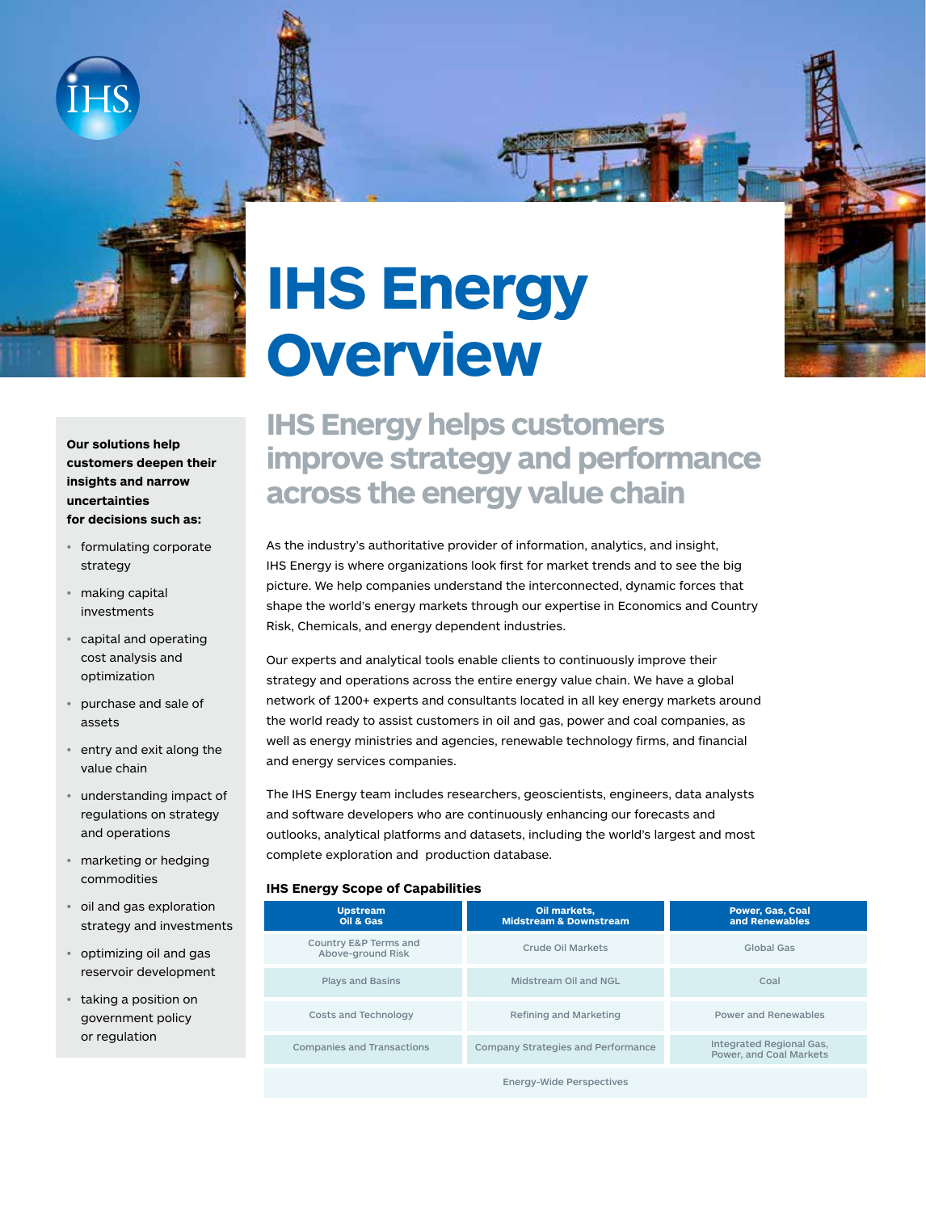# IHS Energy Overview

## IHS Energy helps customers improve strategy and performance across the energy value chain

As the industry's authoritative provider of information, analytics, and insight, IHS Energy is where organizations look first for market trends and to see the big picture. We help companies understand the interconnected, dynamic forces that shape the world's energy markets through our expertise in Economics and Country Risk, Chemicals, and energy dependent industries.

Our experts and analytical tools enable clients to continuously improve their strategy and operations across the entire energy value chain. We have a global network of 1200+ experts and consultants located in all key energy markets around the world ready to assist customers in oil and gas, power and coal companies, as well as energy ministries and agencies, renewable technology firms, and financial and energy services companies.

The IHS Energy team includes researchers, geoscientists, engineers, data analysts and software developers who are continuously enhancing our forecasts and outlooks, analytical platforms and datasets, including the world's largest and most complete exploration and production database.

**Our solutions help customers deepen their insights and narrow uncertainties for decisions such as:**

- formulating corporate strategy
- making capital investments
- capital and operating cost analysis and optimization
- purchase and sale of assets
- entry and exit along the value chain
- understanding impact of regulations on strategy and operations
- marketing or hedging commodities
- oil and gas exploration strategy and investments
- optimizing oil and gas reservoir development
- taking a position on government policy or regulation

**IHS Energy Scope of Capabilities**

| Upstream Oil & Gas | Oil markets, Midstream & Downstream | Power, Gas, Coal and Renewables |
|---|---|---|
| Country E&P Terms and Above-ground Risk | Crude Oil Markets | Global Gas |
| Plays and Basins | Midstream Oil and NGL | Coal |
| Costs and Technology | Refining and Marketing | Power and Renewables |
| Companies and Transactions | Company Strategies and Performance | Integrated Regional Gas, Power, and Coal Markets |
| | Energy-Wide Perspectives | |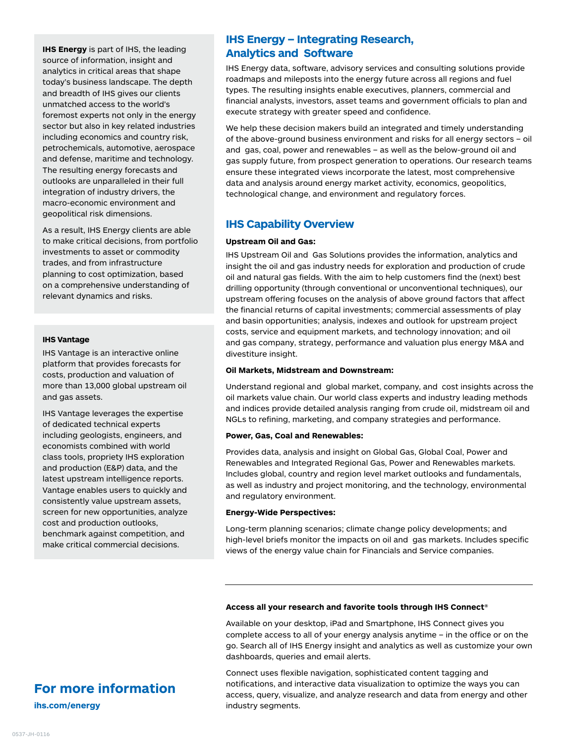**IHS Energy** is part of IHS, the leading source of information, insight and analytics in critical areas that shape today's business landscape. The depth and breadth of IHS gives our clients unmatched access to the world's foremost experts not only in the energy sector but also in key related industries including economics and country risk, petrochemicals, automotive, aerospace and defense, maritime and technology. The resulting energy forecasts and outlooks are unparalleled in their full integration of industry drivers, the macro-economic environment and geopolitical risk dimensions.

As a result, IHS Energy clients are able to make critical decisions, from portfolio investments to asset or commodity trades, and from infrastructure planning to cost optimization, based on a comprehensive understanding of relevant dynamics and risks.

**IHS Vantage**

IHS Vantage is an interactive online platform that provides forecasts for costs, production and valuation of more than 13,000 global upstream oil and gas assets.

IHS Vantage leverages the expertise of dedicated technical experts including geologists, engineers, and economists combined with world class tools, propriety IHS exploration and production (E&P) data, and the latest upstream intelligence reports. Vantage enables users to quickly and consistently value upstream assets, screen for new opportunities, analyze cost and production outlooks, benchmark against competition, and make critical commercial decisions.

## IHS Energy – Integrating Research, Analytics and Software

IHS Energy data, software, advisory services and consulting solutions provide roadmaps and mileposts into the energy future across all regions and fuel types. The resulting insights enable executives, planners, commercial and financial analysts, investors, asset teams and government officials to plan and execute strategy with greater speed and confidence.

We help these decision makers build an integrated and timely understanding of the above-ground business environment and risks for all energy sectors – oil and gas, coal, power and renewables – as well as the below-ground oil and gas supply future, from prospect generation to operations. Our research teams ensure these integrated views incorporate the latest, most comprehensive data and analysis around energy market activity, economics, geopolitics, technological change, and environment and regulatory forces.

## IHS Capability Overview

**Upstream Oil and Gas:**

IHS Upstream Oil and Gas Solutions provides the information, analytics and insight the oil and gas industry needs for exploration and production of crude oil and natural gas fields. With the aim to help customers find the (next) best drilling opportunity (through conventional or unconventional techniques), our upstream offering focuses on the analysis of above ground factors that affect the financial returns of capital investments; commercial assessments of play and basin opportunities; analysis, indexes and outlook for upstream project costs, service and equipment markets, and technology innovation; and oil and gas company, strategy, performance and valuation plus energy M&A and divestiture insight.

**Oil Markets, Midstream and Downstream:**

Understand regional and global market, company, and cost insights across the oil markets value chain. Our world class experts and industry leading methods and indices provide detailed analysis ranging from crude oil, midstream oil and NGLs to refining, marketing, and company strategies and performance.

**Power, Gas, Coal and Renewables:**

Provides data, analysis and insight on Global Gas, Global Coal, Power and Renewables and Integrated Regional Gas, Power and Renewables markets. Includes global, country and region level market outlooks and fundamentals, as well as industry and project monitoring, and the technology, environmental and regulatory environment.

**Energy-Wide Perspectives:**

Long-term planning scenarios; climate change policy developments; and high-level briefs monitor the impacts on oil and gas markets. Includes specific views of the energy value chain for Financials and Service companies.

---

**Access all your research and favorite tools through IHS Connect®**

Available on your desktop, iPad and Smartphone, IHS Connect gives you complete access to all of your energy analysis anytime – in the office or on the go. Search all of IHS Energy insight and analytics as well as customize your own dashboards, queries and email alerts.

Connect uses flexible navigation, sophisticated content tagging and notifications, and interactive data visualization to optimize the ways you can access, query, visualize, and analyze research and data from energy and other industry segments.

## For more information

**ihs.com/energy**

0537-JH-0116